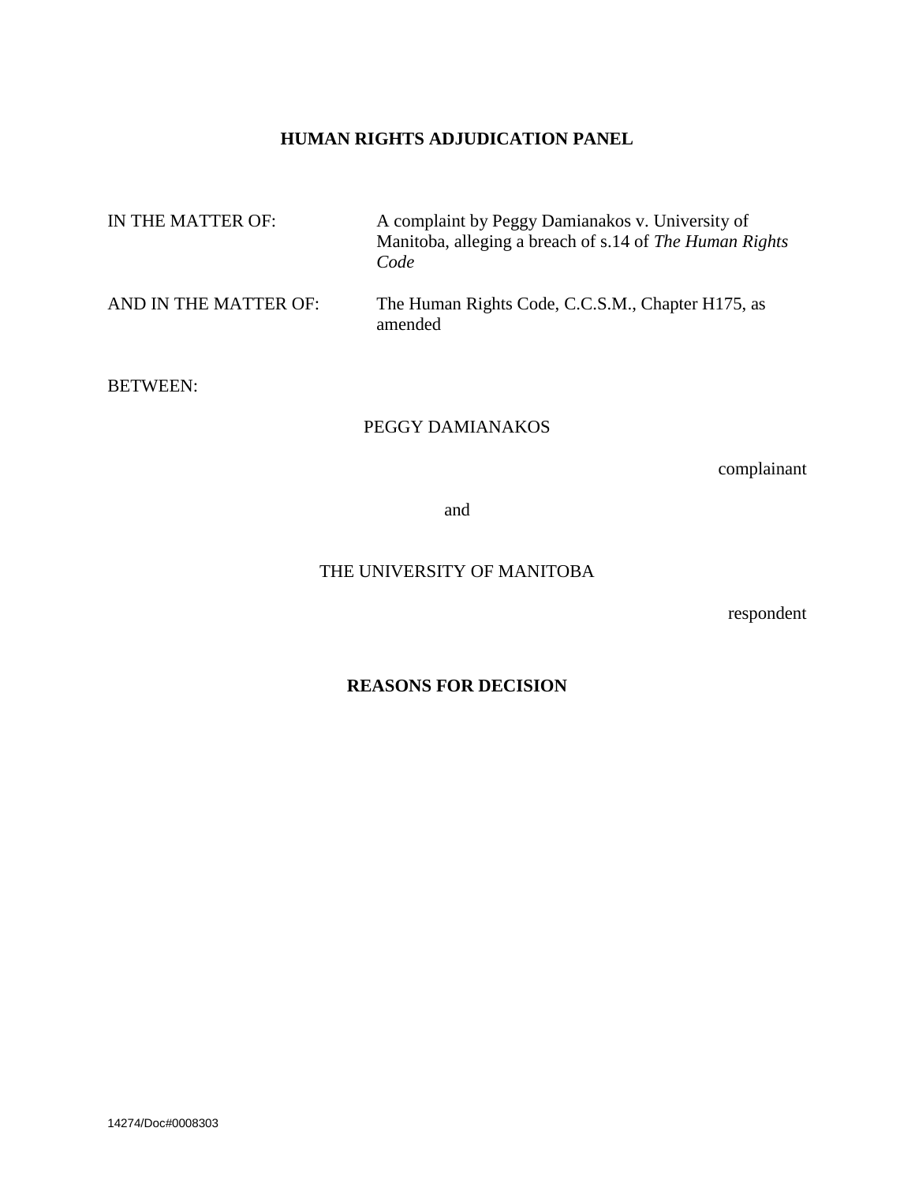**HUMAN RIGHTS ADJUDICATION PANEL**

| | |
|---|---|
| IN THE MATTER OF: | A complaint by Peggy Damianakos v. University of Manitoba, alleging a breach of s.14 of *The Human Rights Code* |
| AND IN THE MATTER OF: | The Human Rights Code, C.C.S.M., Chapter H175, as amended |

BETWEEN:

PEGGY DAMIANAKOS

complainant

and

THE UNIVERSITY OF MANITOBA

respondent

**REASONS FOR DECISION**

14274/Doc#0008303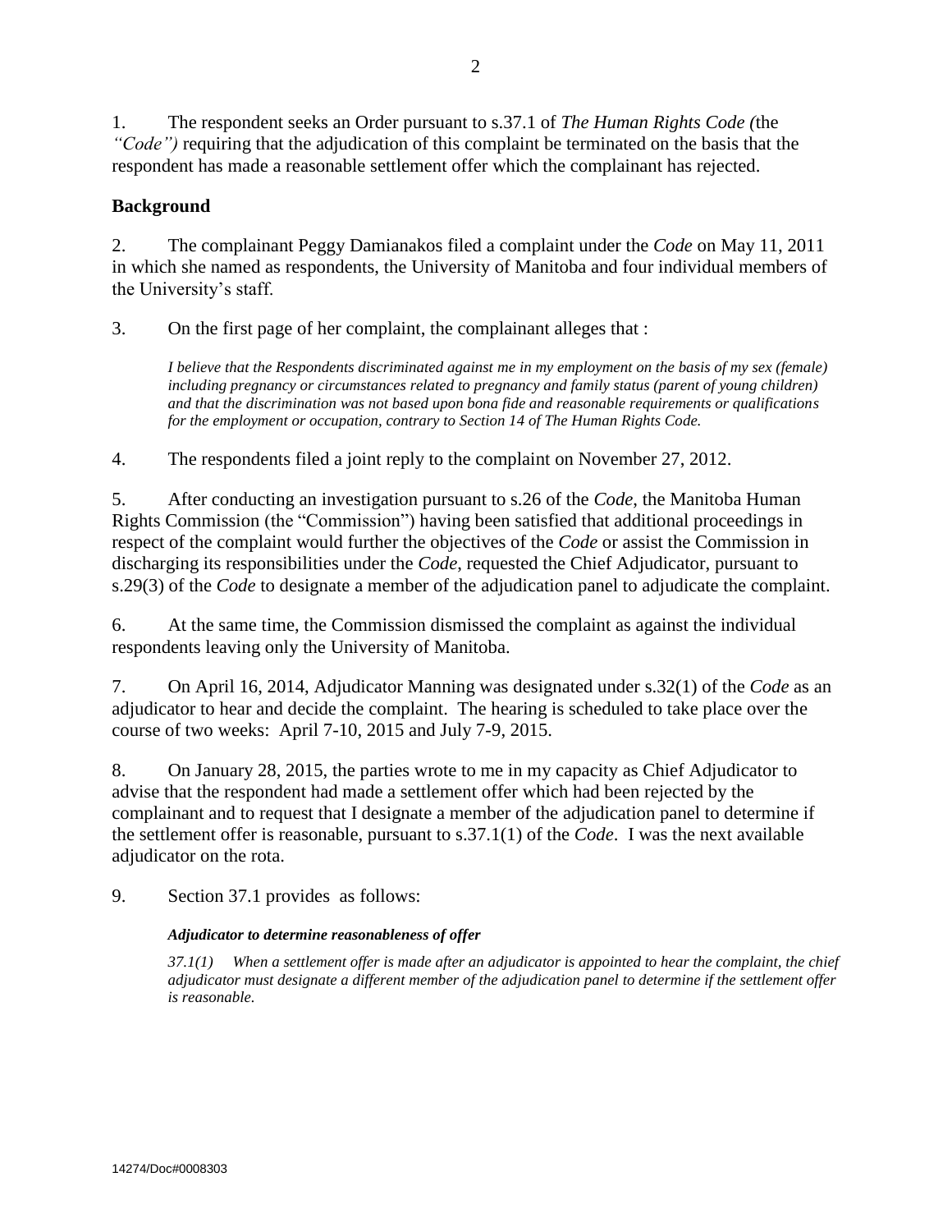1. The respondent seeks an Order pursuant to s.37.1 of *The Human Rights Code (*the *"Code")* requiring that the adjudication of this complaint be terminated on the basis that the respondent has made a reasonable settlement offer which the complainant has rejected.

## Background

2. The complainant Peggy Damianakos filed a complaint under the *Code* on May 11, 2011 in which she named as respondents, the University of Manitoba and four individual members of the University's staff.

3. On the first page of her complaint, the complainant alleges that :

> *I believe that the Respondents discriminated against me in my employment on the basis of my sex (female) including pregnancy or circumstances related to pregnancy and family status (parent of young children) and that the discrimination was not based upon bona fide and reasonable requirements or qualifications for the employment or occupation, contrary to Section 14 of The Human Rights Code.*

4. The respondents filed a joint reply to the complaint on November 27, 2012.

5. After conducting an investigation pursuant to s.26 of the *Code*, the Manitoba Human Rights Commission (the "Commission") having been satisfied that additional proceedings in respect of the complaint would further the objectives of the *Code* or assist the Commission in discharging its responsibilities under the *Code*, requested the Chief Adjudicator, pursuant to s.29(3) of the *Code* to designate a member of the adjudication panel to adjudicate the complaint.

6. At the same time, the Commission dismissed the complaint as against the individual respondents leaving only the University of Manitoba.

7. On April 16, 2014, Adjudicator Manning was designated under s.32(1) of the *Code* as an adjudicator to hear and decide the complaint. The hearing is scheduled to take place over the course of two weeks: April 7-10, 2015 and July 7-9, 2015.

8. On January 28, 2015, the parties wrote to me in my capacity as Chief Adjudicator to advise that the respondent had made a settlement offer which had been rejected by the complainant and to request that I designate a member of the adjudication panel to determine if the settlement offer is reasonable, pursuant to s.37.1(1) of the *Code*. I was the next available adjudicator on the rota.

9. Section 37.1 provides as follows:

> ***Adjudicator to determine reasonableness of offer***
>
> *37.1(1) When a settlement offer is made after an adjudicator is appointed to hear the complaint, the chief adjudicator must designate a different member of the adjudication panel to determine if the settlement offer is reasonable.*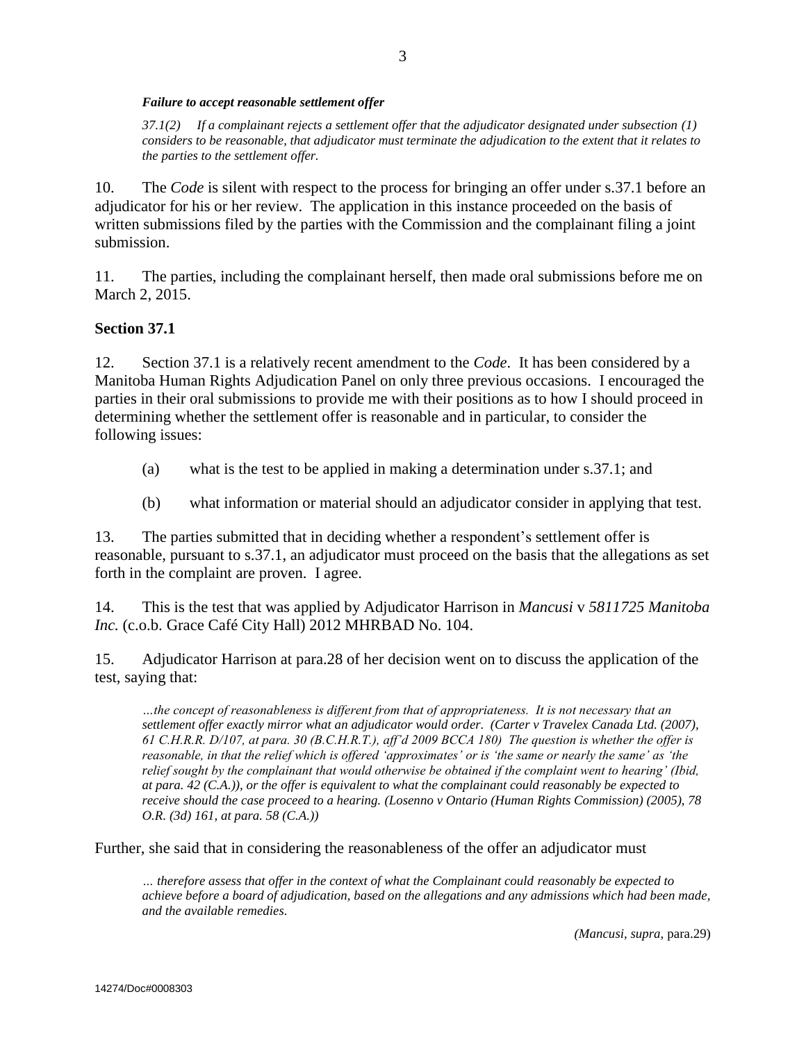***Failure to accept reasonable settlement offer***

> *37.1(2) If a complainant rejects a settlement offer that the adjudicator designated under subsection (1) considers to be reasonable, that adjudicator must terminate the adjudication to the extent that it relates to the parties to the settlement offer.*

10. The *Code* is silent with respect to the process for bringing an offer under s.37.1 before an adjudicator for his or her review. The application in this instance proceeded on the basis of written submissions filed by the parties with the Commission and the complainant filing a joint submission.

11. The parties, including the complainant herself, then made oral submissions before me on March 2, 2015.

**Section 37.1**

12. Section 37.1 is a relatively recent amendment to the *Code*. It has been considered by a Manitoba Human Rights Adjudication Panel on only three previous occasions. I encouraged the parties in their oral submissions to provide me with their positions as to how I should proceed in determining whether the settlement offer is reasonable and in particular, to consider the following issues:

(a) what is the test to be applied in making a determination under s.37.1; and

(b) what information or material should an adjudicator consider in applying that test.

13. The parties submitted that in deciding whether a respondent's settlement offer is reasonable, pursuant to s.37.1, an adjudicator must proceed on the basis that the allegations as set forth in the complaint are proven. I agree.

14. This is the test that was applied by Adjudicator Harrison in *Mancusi* v *5811725 Manitoba Inc.* (c.o.b. Grace Café City Hall) 2012 MHRBAD No. 104.

15. Adjudicator Harrison at para.28 of her decision went on to discuss the application of the test, saying that:

> *…the concept of reasonableness is different from that of appropriateness. It is not necessary that an settlement offer exactly mirror what an adjudicator would order. (Carter v Travelex Canada Ltd. (2007), 61 C.H.R.R. D/107, at para. 30 (B.C.H.R.T.), aff'd 2009 BCCA 180) The question is whether the offer is reasonable, in that the relief which is offered 'approximates' or is 'the same or nearly the same' as 'the relief sought by the complainant that would otherwise be obtained if the complaint went to hearing' (Ibid, at para. 42 (C.A.)), or the offer is equivalent to what the complainant could reasonably be expected to receive should the case proceed to a hearing. (Losenno v Ontario (Human Rights Commission) (2005), 78 O.R. (3d) 161, at para. 58 (C.A.))*

Further, she said that in considering the reasonableness of the offer an adjudicator must

> *… therefore assess that offer in the context of what the Complainant could reasonably be expected to achieve before a board of adjudication, based on the allegations and any admissions which had been made, and the available remedies.*
>
> *(Mancusi, supra,* para.29)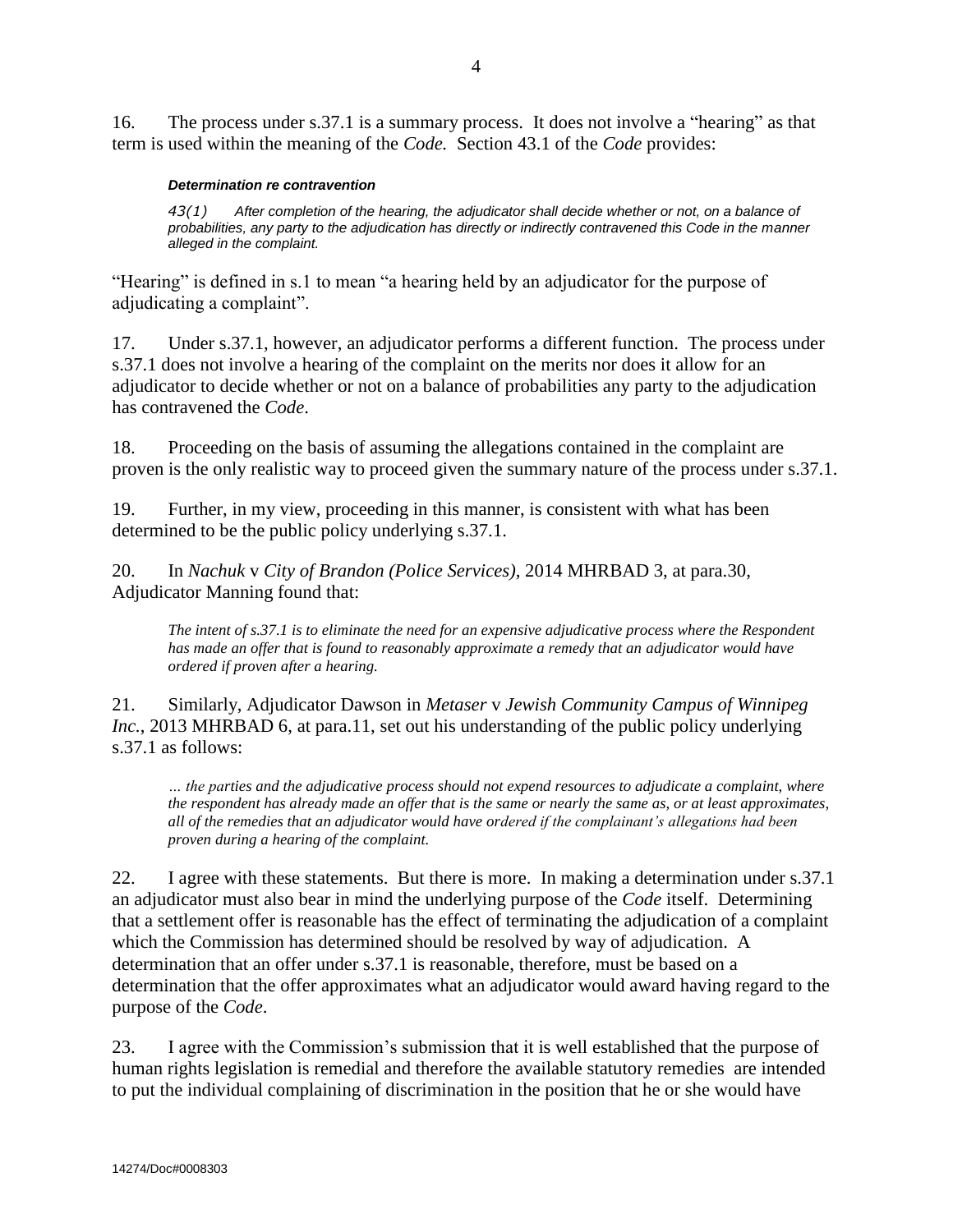16. The process under s.37.1 is a summary process. It does not involve a "hearing" as that term is used within the meaning of the *Code.* Section 43.1 of the *Code* provides:

> ***Determination re contravention***
>
> *43(1) After completion of the hearing, the adjudicator shall decide whether or not, on a balance of probabilities, any party to the adjudication has directly or indirectly contravened this Code in the manner alleged in the complaint.*

"Hearing" is defined in s.1 to mean "a hearing held by an adjudicator for the purpose of adjudicating a complaint".

17. Under s.37.1, however, an adjudicator performs a different function. The process under s.37.1 does not involve a hearing of the complaint on the merits nor does it allow for an adjudicator to decide whether or not on a balance of probabilities any party to the adjudication has contravened the *Code*.

18. Proceeding on the basis of assuming the allegations contained in the complaint are proven is the only realistic way to proceed given the summary nature of the process under s.37.1.

19. Further, in my view, proceeding in this manner, is consistent with what has been determined to be the public policy underlying s.37.1.

20. In *Nachuk* v *City of Brandon (Police Services)*, 2014 MHRBAD 3, at para.30, Adjudicator Manning found that:

> *The intent of s.37.1 is to eliminate the need for an expensive adjudicative process where the Respondent has made an offer that is found to reasonably approximate a remedy that an adjudicator would have ordered if proven after a hearing.*

21. Similarly, Adjudicator Dawson in *Metaser* v *Jewish Community Campus of Winnipeg Inc.*, 2013 MHRBAD 6, at para.11, set out his understanding of the public policy underlying s.37.1 as follows:

> *… the parties and the adjudicative process should not expend resources to adjudicate a complaint, where the respondent has already made an offer that is the same or nearly the same as, or at least approximates, all of the remedies that an adjudicator would have ordered if the complainant's allegations had been proven during a hearing of the complaint.*

22. I agree with these statements. But there is more. In making a determination under s.37.1 an adjudicator must also bear in mind the underlying purpose of the *Code* itself. Determining that a settlement offer is reasonable has the effect of terminating the adjudication of a complaint which the Commission has determined should be resolved by way of adjudication. A determination that an offer under s.37.1 is reasonable, therefore, must be based on a determination that the offer approximates what an adjudicator would award having regard to the purpose of the *Code*.

23. I agree with the Commission's submission that it is well established that the purpose of human rights legislation is remedial and therefore the available statutory remedies are intended to put the individual complaining of discrimination in the position that he or she would have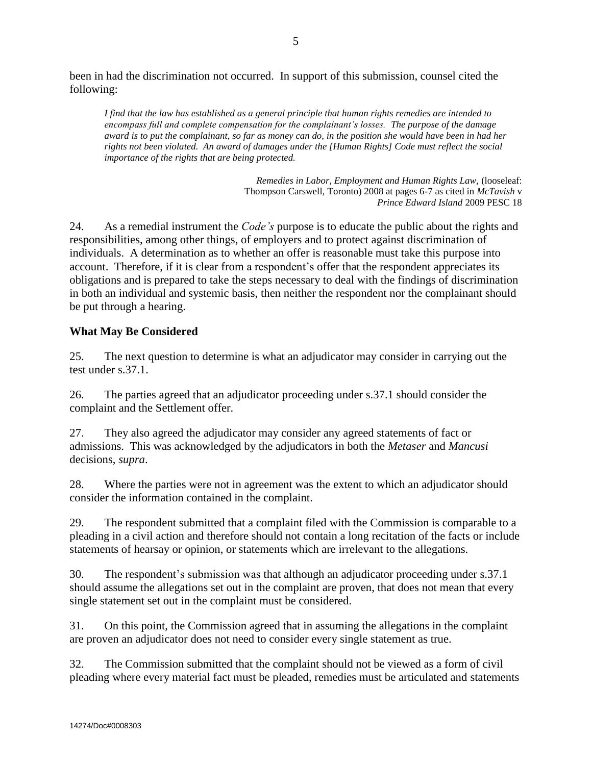been in had the discrimination not occurred. In support of this submission, counsel cited the following:

> *I find that the law has established as a general principle that human rights remedies are intended to encompass full and complete compensation for the complainant's losses. The purpose of the damage award is to put the complainant, so far as money can do, in the position she would have been in had her rights not been violated. An award of damages under the [Human Rights] Code must reflect the social importance of the rights that are being protected.*
>
> *Remedies in Labor, Employment and Human Rights Law*, (looseleaf: Thompson Carswell, Toronto) 2008 at pages 6-7 as cited in *McTavish* v *Prince Edward Island* 2009 PESC 18

24. As a remedial instrument the *Code's* purpose is to educate the public about the rights and responsibilities, among other things, of employers and to protect against discrimination of individuals. A determination as to whether an offer is reasonable must take this purpose into account. Therefore, if it is clear from a respondent's offer that the respondent appreciates its obligations and is prepared to take the steps necessary to deal with the findings of discrimination in both an individual and systemic basis, then neither the respondent nor the complainant should be put through a hearing.

**What May Be Considered**

25. The next question to determine is what an adjudicator may consider in carrying out the test under s.37.1.

26. The parties agreed that an adjudicator proceeding under s.37.1 should consider the complaint and the Settlement offer.

27. They also agreed the adjudicator may consider any agreed statements of fact or admissions. This was acknowledged by the adjudicators in both the *Metaser* and *Mancusi* decisions, *supra*.

28. Where the parties were not in agreement was the extent to which an adjudicator should consider the information contained in the complaint.

29. The respondent submitted that a complaint filed with the Commission is comparable to a pleading in a civil action and therefore should not contain a long recitation of the facts or include statements of hearsay or opinion, or statements which are irrelevant to the allegations.

30. The respondent's submission was that although an adjudicator proceeding under s.37.1 should assume the allegations set out in the complaint are proven, that does not mean that every single statement set out in the complaint must be considered.

31. On this point, the Commission agreed that in assuming the allegations in the complaint are proven an adjudicator does not need to consider every single statement as true.

32. The Commission submitted that the complaint should not be viewed as a form of civil pleading where every material fact must be pleaded, remedies must be articulated and statements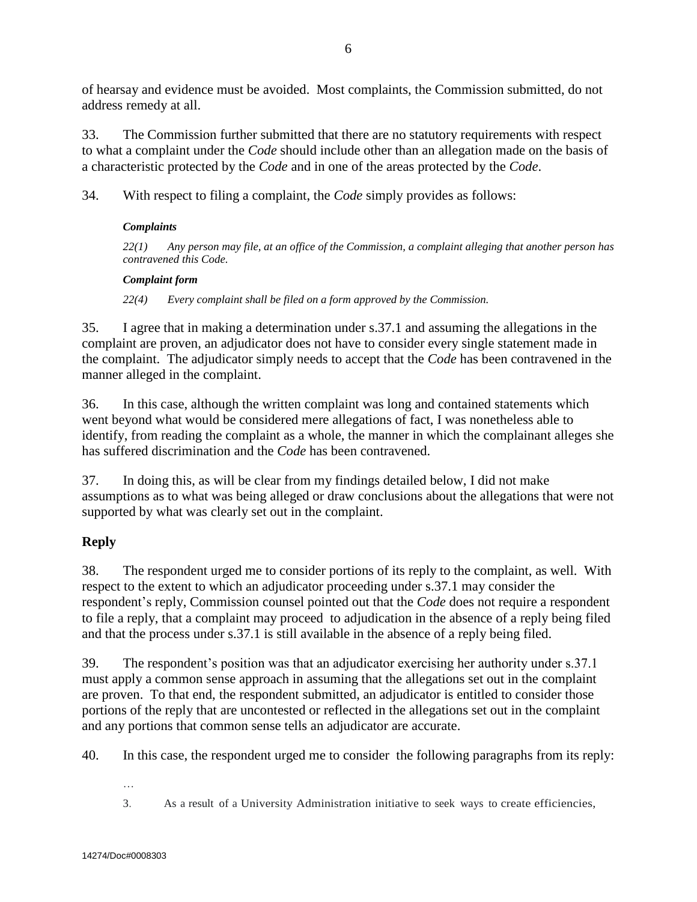of hearsay and evidence must be avoided. Most complaints, the Commission submitted, do not address remedy at all.

33. The Commission further submitted that there are no statutory requirements with respect to what a complaint under the *Code* should include other than an allegation made on the basis of a characteristic protected by the *Code* and in one of the areas protected by the *Code*.

34. With respect to filing a complaint, the *Code* simply provides as follows:

> ***Complaints***
>
> *22(1) Any person may file, at an office of the Commission, a complaint alleging that another person has contravened this Code.*
>
> ***Complaint form***
>
> *22(4) Every complaint shall be filed on a form approved by the Commission.*

35. I agree that in making a determination under s.37.1 and assuming the allegations in the complaint are proven, an adjudicator does not have to consider every single statement made in the complaint. The adjudicator simply needs to accept that the *Code* has been contravened in the manner alleged in the complaint.

36. In this case, although the written complaint was long and contained statements which went beyond what would be considered mere allegations of fact, I was nonetheless able to identify, from reading the complaint as a whole, the manner in which the complainant alleges she has suffered discrimination and the *Code* has been contravened.

37. In doing this, as will be clear from my findings detailed below, I did not make assumptions as to what was being alleged or draw conclusions about the allegations that were not supported by what was clearly set out in the complaint.

## Reply

38. The respondent urged me to consider portions of its reply to the complaint, as well. With respect to the extent to which an adjudicator proceeding under s.37.1 may consider the respondent's reply, Commission counsel pointed out that the *Code* does not require a respondent to file a reply, that a complaint may proceed to adjudication in the absence of a reply being filed and that the process under s.37.1 is still available in the absence of a reply being filed.

39. The respondent's position was that an adjudicator exercising her authority under s.37.1 must apply a common sense approach in assuming that the allegations set out in the complaint are proven. To that end, the respondent submitted, an adjudicator is entitled to consider those portions of the reply that are uncontested or reflected in the allegations set out in the complaint and any portions that common sense tells an adjudicator are accurate.

40. In this case, the respondent urged me to consider the following paragraphs from its reply:

> …
>
> 3. As a result of a University Administration initiative to seek ways to create efficiencies,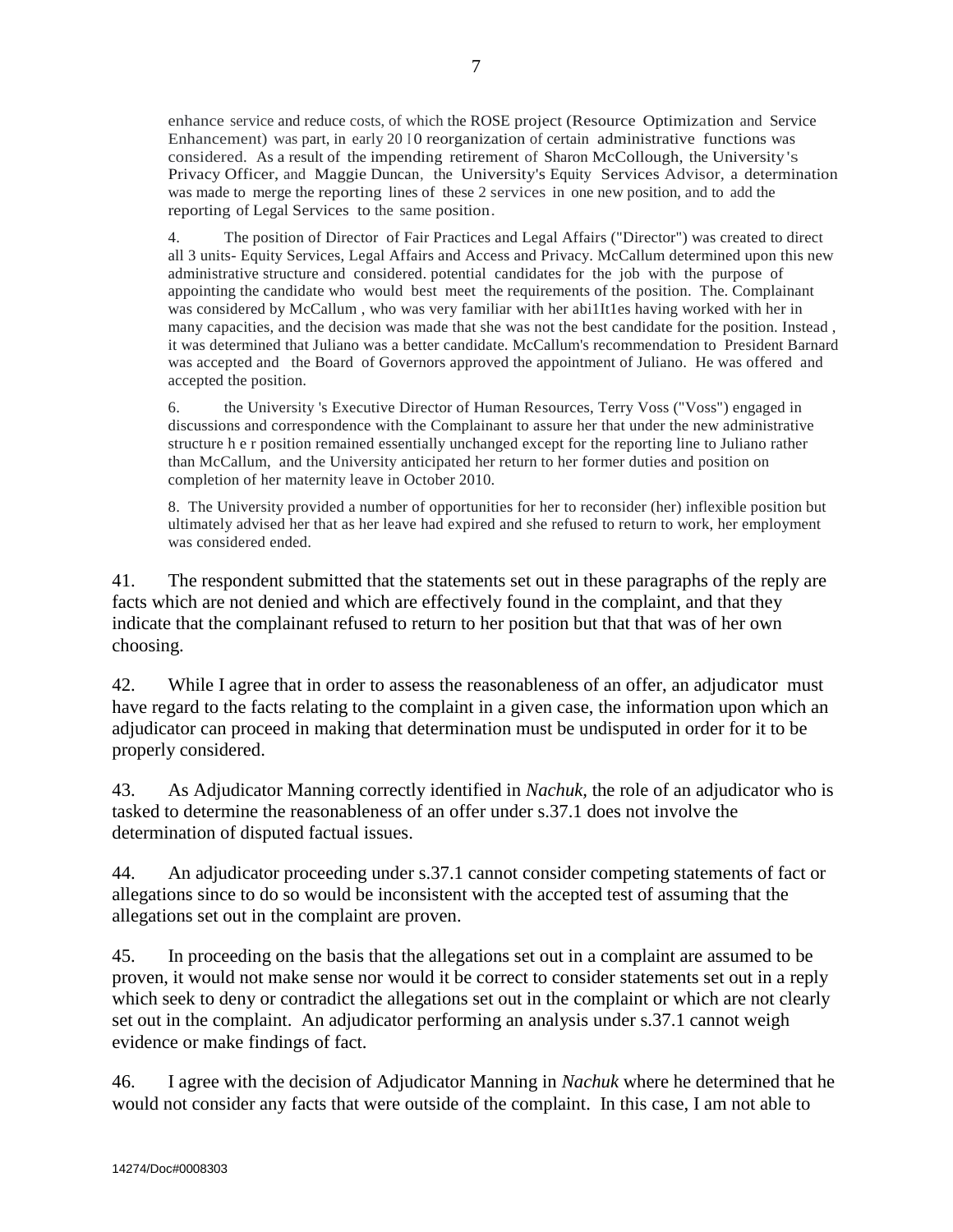> enhance service and reduce costs, of which the ROSE project (Resource Optimization and Service Enhancement) was part, in early 2010 reorganization of certain administrative functions was considered. As a result of the impending retirement of Sharon McCollough, the University's Privacy Officer, and Maggie Duncan, the University's Equity Services Advisor, a determination was made to merge the reporting lines of these 2 services in one new position, and to add the reporting of Legal Services to the same position.
>
> 4. The position of Director of Fair Practices and Legal Affairs ("Director") was created to direct all 3 units- Equity Services, Legal Affairs and Access and Privacy. McCallum determined upon this new administrative structure and considered. potential candidates for the job with the purpose of appointing the candidate who would best meet the requirements of the position. The. Complainant was considered by McCallum , who was very familiar with her abi1It1es having worked with her in many capacities, and the decision was made that she was not the best candidate for the position. Instead , it was determined that Juliano was a better candidate. McCallum's recommendation to President Barnard was accepted and the Board of Governors approved the appointment of Juliano. He was offered and accepted the position.
>
> 6. the University 's Executive Director of Human Resources, Terry Voss ("Voss") engaged in discussions and correspondence with the Complainant to assure her that under the new administrative structure h e r position remained essentially unchanged except for the reporting line to Juliano rather than McCallum, and the University anticipated her return to her former duties and position on completion of her maternity leave in October 2010.
>
> 8. The University provided a number of opportunities for her to reconsider (her) inflexible position but ultimately advised her that as her leave had expired and she refused to return to work, her employment was considered ended.

41. The respondent submitted that the statements set out in these paragraphs of the reply are facts which are not denied and which are effectively found in the complaint, and that they indicate that the complainant refused to return to her position but that that was of her own choosing.

42. While I agree that in order to assess the reasonableness of an offer, an adjudicator must have regard to the facts relating to the complaint in a given case, the information upon which an adjudicator can proceed in making that determination must be undisputed in order for it to be properly considered.

43. As Adjudicator Manning correctly identified in *Nachuk,* the role of an adjudicator who is tasked to determine the reasonableness of an offer under s.37.1 does not involve the determination of disputed factual issues.

44. An adjudicator proceeding under s.37.1 cannot consider competing statements of fact or allegations since to do so would be inconsistent with the accepted test of assuming that the allegations set out in the complaint are proven.

45. In proceeding on the basis that the allegations set out in a complaint are assumed to be proven, it would not make sense nor would it be correct to consider statements set out in a reply which seek to deny or contradict the allegations set out in the complaint or which are not clearly set out in the complaint. An adjudicator performing an analysis under s.37.1 cannot weigh evidence or make findings of fact.

46. I agree with the decision of Adjudicator Manning in *Nachuk* where he determined that he would not consider any facts that were outside of the complaint. In this case, I am not able to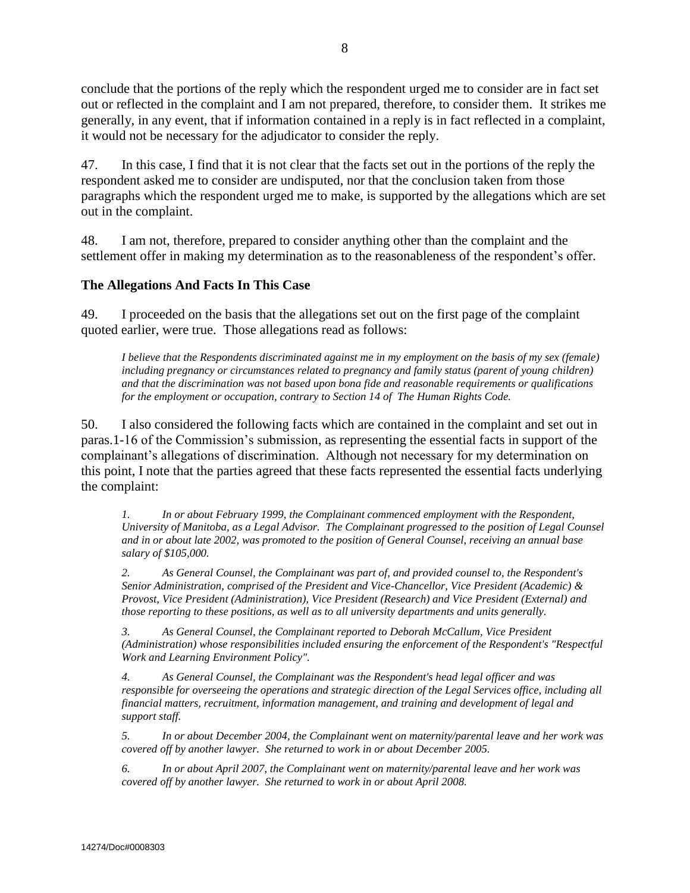conclude that the portions of the reply which the respondent urged me to consider are in fact set out or reflected in the complaint and I am not prepared, therefore, to consider them. It strikes me generally, in any event, that if information contained in a reply is in fact reflected in a complaint, it would not be necessary for the adjudicator to consider the reply.

47. In this case, I find that it is not clear that the facts set out in the portions of the reply the respondent asked me to consider are undisputed, nor that the conclusion taken from those paragraphs which the respondent urged me to make, is supported by the allegations which are set out in the complaint.

48. I am not, therefore, prepared to consider anything other than the complaint and the settlement offer in making my determination as to the reasonableness of the respondent's offer.

### The Allegations And Facts In This Case

49. I proceeded on the basis that the allegations set out on the first page of the complaint quoted earlier, were true. Those allegations read as follows:

> *I believe that the Respondents discriminated against me in my employment on the basis of my sex (female) including pregnancy or circumstances related to pregnancy and family status (parent of young children) and that the discrimination was not based upon bona fide and reasonable requirements or qualifications for the employment or occupation, contrary to Section 14 of The Human Rights Code.*

50. I also considered the following facts which are contained in the complaint and set out in paras.1-16 of the Commission's submission, as representing the essential facts in support of the complainant's allegations of discrimination. Although not necessary for my determination on this point, I note that the parties agreed that these facts represented the essential facts underlying the complaint:

> *1. In or about February 1999, the Complainant commenced employment with the Respondent, University of Manitoba, as a Legal Advisor. The Complainant progressed to the position of Legal Counsel and in or about late 2002, was promoted to the position of General Counsel, receiving an annual base salary of $105,000.*
>
> *2. As General Counsel, the Complainant was part of, and provided counsel to, the Respondent's Senior Administration, comprised of the President and Vice-Chancellor, Vice President (Academic) & Provost, Vice President (Administration), Vice President (Research) and Vice President (External) and those reporting to these positions, as well as to all university departments and units generally.*
>
> *3. As General Counsel, the Complainant reported to Deborah McCallum, Vice President (Administration) whose responsibilities included ensuring the enforcement of the Respondent's "Respectful Work and Learning Environment Policy".*
>
> *4. As General Counsel, the Complainant was the Respondent's head legal officer and was responsible for overseeing the operations and strategic direction of the Legal Services office, including all financial matters, recruitment, information management, and training and development of legal and support staff.*
>
> *5. In or about December 2004, the Complainant went on maternity/parental leave and her work was covered off by another lawyer. She returned to work in or about December 2005.*
>
> *6. In or about April 2007, the Complainant went on maternity/parental leave and her work was covered off by another lawyer. She returned to work in or about April 2008.*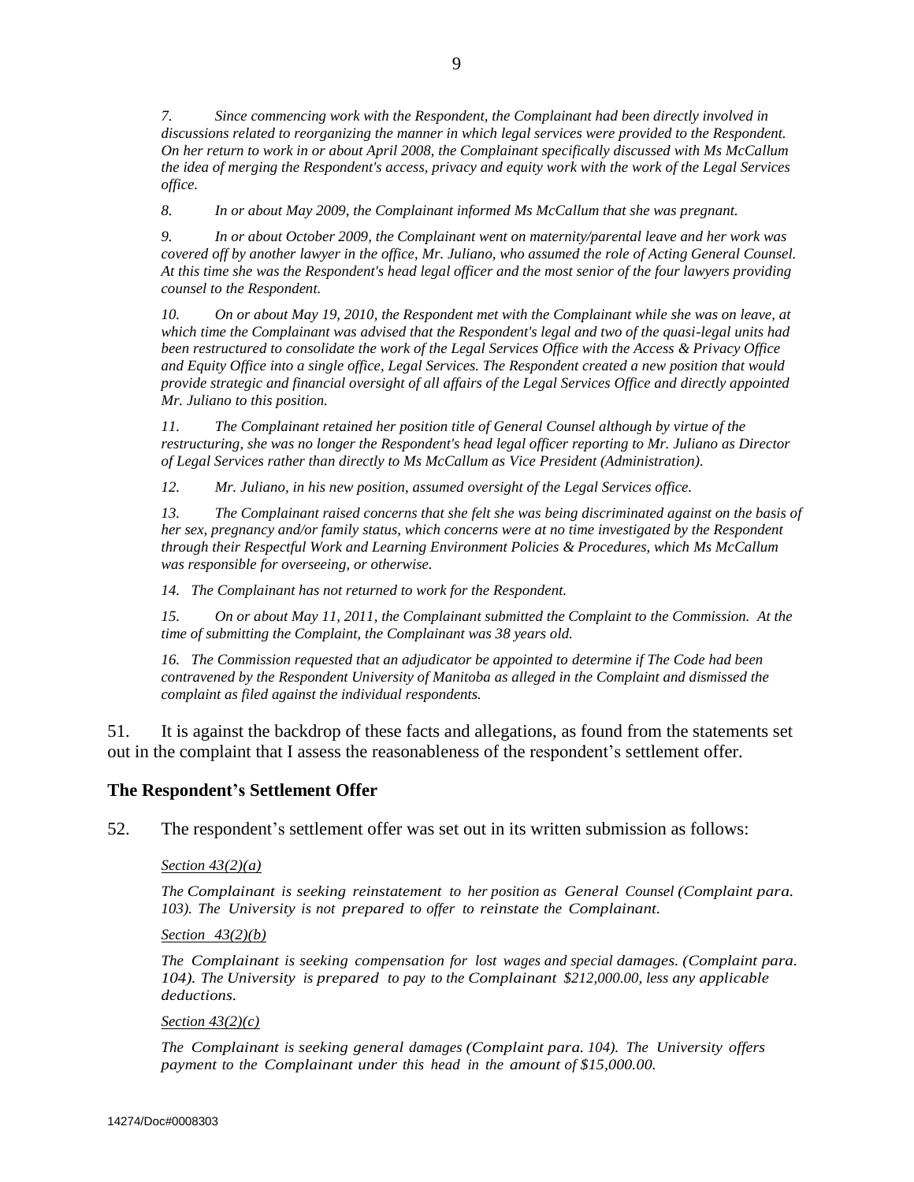*7. Since commencing work with the Respondent, the Complainant had been directly involved in discussions related to reorganizing the manner in which legal services were provided to the Respondent. On her return to work in or about April 2008, the Complainant specifically discussed with Ms McCallum the idea of merging the Respondent's access, privacy and equity work with the work of the Legal Services office.*

*8. In or about May 2009, the Complainant informed Ms McCallum that she was pregnant.*

*9. In or about October 2009, the Complainant went on maternity/parental leave and her work was covered off by another lawyer in the office, Mr. Juliano, who assumed the role of Acting General Counsel. At this time she was the Respondent's head legal officer and the most senior of the four lawyers providing counsel to the Respondent.*

*10. On or about May 19, 2010, the Respondent met with the Complainant while she was on leave, at which time the Complainant was advised that the Respondent's legal and two of the quasi-legal units had been restructured to consolidate the work of the Legal Services Office with the Access & Privacy Office and Equity Office into a single office, Legal Services. The Respondent created a new position that would provide strategic and financial oversight of all affairs of the Legal Services Office and directly appointed Mr. Juliano to this position.*

*11. The Complainant retained her position title of General Counsel although by virtue of the restructuring, she was no longer the Respondent's head legal officer reporting to Mr. Juliano as Director of Legal Services rather than directly to Ms McCallum as Vice President (Administration).*

*12. Mr. Juliano, in his new position, assumed oversight of the Legal Services office.*

*13. The Complainant raised concerns that she felt she was being discriminated against on the basis of her sex, pregnancy and/or family status, which concerns were at no time investigated by the Respondent through their Respectful Work and Learning Environment Policies & Procedures, which Ms McCallum was responsible for overseeing, or otherwise.*

*14. The Complainant has not returned to work for the Respondent.*

*15. On or about May 11, 2011, the Complainant submitted the Complaint to the Commission. At the time of submitting the Complaint, the Complainant was 38 years old.*

*16. The Commission requested that an adjudicator be appointed to determine if The Code had been contravened by the Respondent University of Manitoba as alleged in the Complaint and dismissed the complaint as filed against the individual respondents.*

51. It is against the backdrop of these facts and allegations, as found from the statements set out in the complaint that I assess the reasonableness of the respondent's settlement offer.

## The Respondent's Settlement Offer

52. The respondent's settlement offer was set out in its written submission as follows:

*Section 43(2)(a)*

*The Complainant is seeking reinstatement to her position as General Counsel (Complaint para. 103). The University is not prepared to offer to reinstate the Complainant.*

*Section 43(2)(b)*

*The Complainant is seeking compensation for lost wages and special damages. (Complaint para. 104). The University is prepared to pay to the Complainant $212,000.00, less any applicable deductions.*

*Section 43(2)(c)*

*The Complainant is seeking general damages (Complaint para. 104). The University offers payment to the Complainant under this head in the amount of $15,000.00.*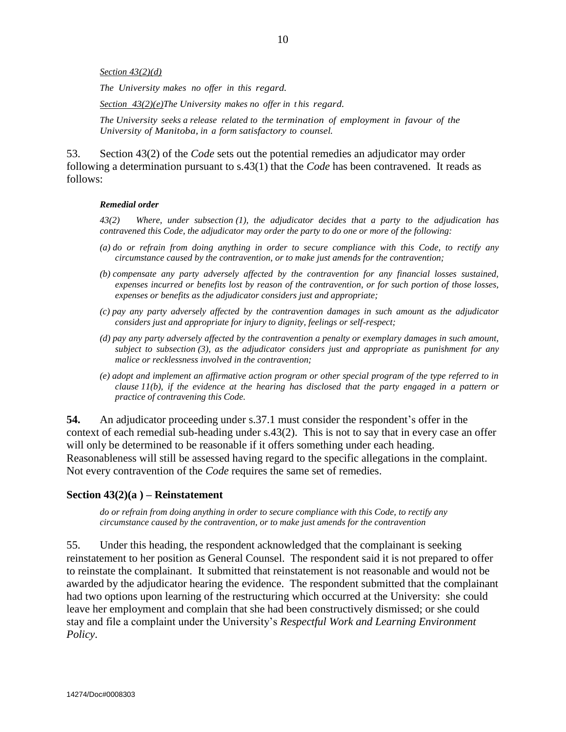*Section 43(2)(d)*

*The University makes no offer in this regard.*

*Section 43(2)(e)The University makes no offer in this regard.*

*The University seeks a release related to the termination of employment in favour of the University of Manitoba, in a form satisfactory to counsel.*

53. Section 43(2) of the *Code* sets out the potential remedies an adjudicator may order following a determination pursuant to s.43(1) that the *Code* has been contravened. It reads as follows:

***Remedial order***

*43(2) Where, under subsection (1), the adjudicator decides that a party to the adjudication has contravened this Code, the adjudicator may order the party to do one or more of the following:*

*(a) do or refrain from doing anything in order to secure compliance with this Code, to rectify any circumstance caused by the contravention, or to make just amends for the contravention;*

*(b) compensate any party adversely affected by the contravention for any financial losses sustained, expenses incurred or benefits lost by reason of the contravention, or for such portion of those losses, expenses or benefits as the adjudicator considers just and appropriate;*

*(c) pay any party adversely affected by the contravention damages in such amount as the adjudicator considers just and appropriate for injury to dignity, feelings or self-respect;*

*(d) pay any party adversely affected by the contravention a penalty or exemplary damages in such amount, subject to subsection (3), as the adjudicator considers just and appropriate as punishment for any malice or recklessness involved in the contravention;*

*(e) adopt and implement an affirmative action program or other special program of the type referred to in clause 11(b), if the evidence at the hearing has disclosed that the party engaged in a pattern or practice of contravening this Code.*

**54.** An adjudicator proceeding under s.37.1 must consider the respondent's offer in the context of each remedial sub-heading under s.43(2). This is not to say that in every case an offer will only be determined to be reasonable if it offers something under each heading. Reasonableness will still be assessed having regard to the specific allegations in the complaint. Not every contravention of the *Code* requires the same set of remedies.

### Section 43(2)(a ) – Reinstatement

*do or refrain from doing anything in order to secure compliance with this Code, to rectify any circumstance caused by the contravention, or to make just amends for the contravention*

55. Under this heading, the respondent acknowledged that the complainant is seeking reinstatement to her position as General Counsel. The respondent said it is not prepared to offer to reinstate the complainant. It submitted that reinstatement is not reasonable and would not be awarded by the adjudicator hearing the evidence. The respondent submitted that the complainant had two options upon learning of the restructuring which occurred at the University: she could leave her employment and complain that she had been constructively dismissed; or she could stay and file a complaint under the University's *Respectful Work and Learning Environment Policy*.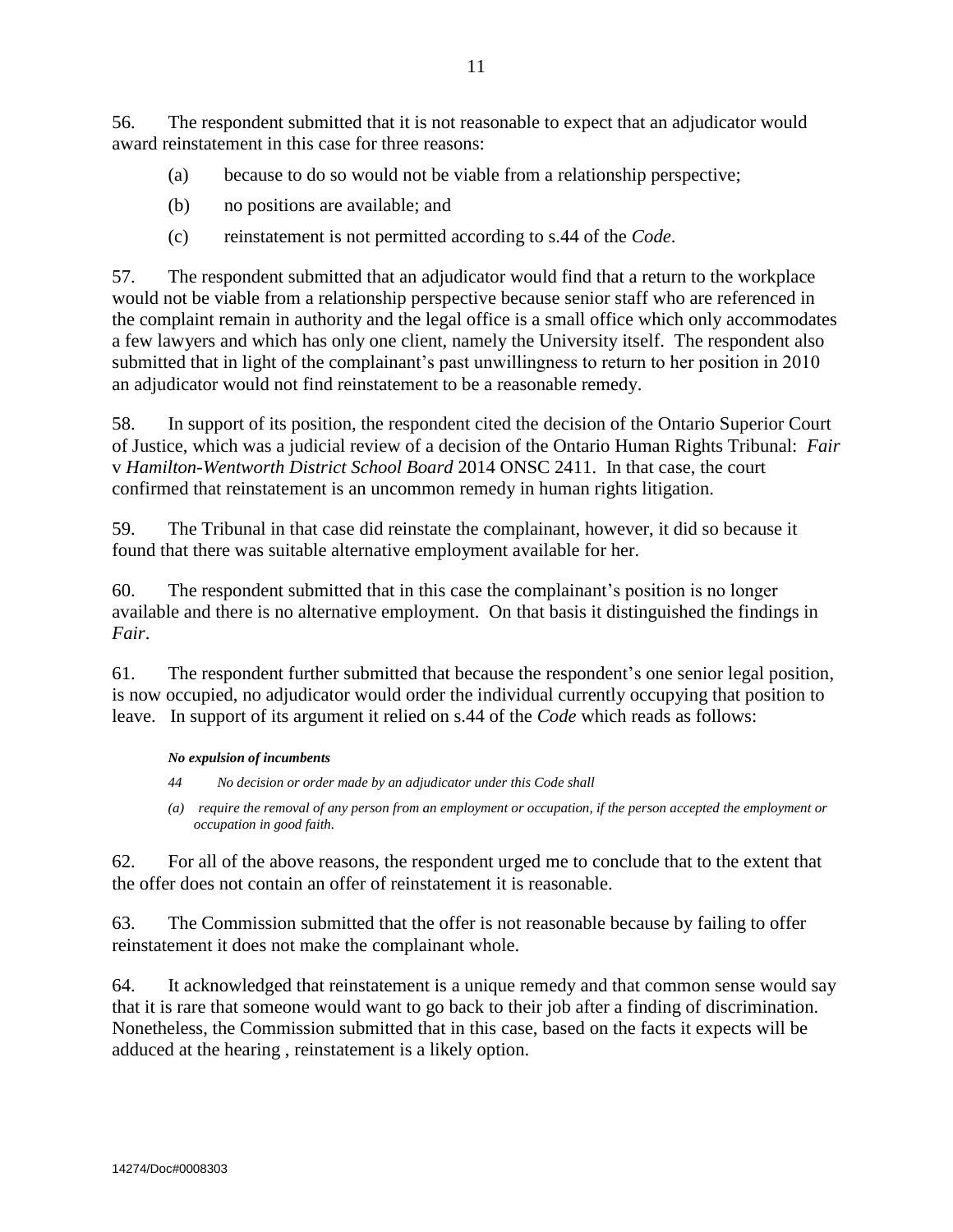56. The respondent submitted that it is not reasonable to expect that an adjudicator would award reinstatement in this case for three reasons:

(a) because to do so would not be viable from a relationship perspective;

(b) no positions are available; and

(c) reinstatement is not permitted according to s.44 of the *Code*.

57. The respondent submitted that an adjudicator would find that a return to the workplace would not be viable from a relationship perspective because senior staff who are referenced in the complaint remain in authority and the legal office is a small office which only accommodates a few lawyers and which has only one client, namely the University itself. The respondent also submitted that in light of the complainant's past unwillingness to return to her position in 2010 an adjudicator would not find reinstatement to be a reasonable remedy.

58. In support of its position, the respondent cited the decision of the Ontario Superior Court of Justice, which was a judicial review of a decision of the Ontario Human Rights Tribunal: *Fair* v *Hamilton-Wentworth District School Board* 2014 ONSC 2411. In that case, the court confirmed that reinstatement is an uncommon remedy in human rights litigation.

59. The Tribunal in that case did reinstate the complainant, however, it did so because it found that there was suitable alternative employment available for her.

60. The respondent submitted that in this case the complainant's position is no longer available and there is no alternative employment. On that basis it distinguished the findings in *Fair*.

61. The respondent further submitted that because the respondent's one senior legal position, is now occupied, no adjudicator would order the individual currently occupying that position to leave. In support of its argument it relied on s.44 of the *Code* which reads as follows:

> ***No expulsion of incumbents***
>
> *44 No decision or order made by an adjudicator under this Code shall*
>
> *(a) require the removal of any person from an employment or occupation, if the person accepted the employment or occupation in good faith.*

62. For all of the above reasons, the respondent urged me to conclude that to the extent that the offer does not contain an offer of reinstatement it is reasonable.

63. The Commission submitted that the offer is not reasonable because by failing to offer reinstatement it does not make the complainant whole.

64. It acknowledged that reinstatement is a unique remedy and that common sense would say that it is rare that someone would want to go back to their job after a finding of discrimination. Nonetheless, the Commission submitted that in this case, based on the facts it expects will be adduced at the hearing , reinstatement is a likely option.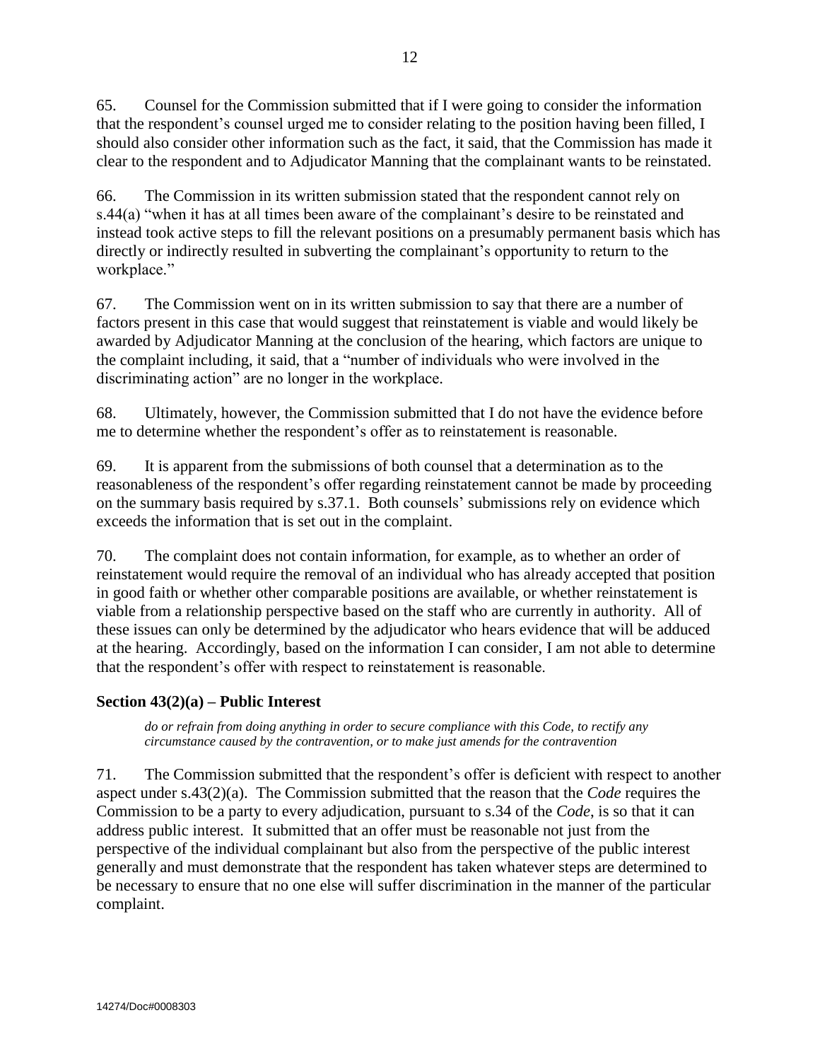65. Counsel for the Commission submitted that if I were going to consider the information that the respondent's counsel urged me to consider relating to the position having been filled, I should also consider other information such as the fact, it said, that the Commission has made it clear to the respondent and to Adjudicator Manning that the complainant wants to be reinstated.

66. The Commission in its written submission stated that the respondent cannot rely on s.44(a) "when it has at all times been aware of the complainant's desire to be reinstated and instead took active steps to fill the relevant positions on a presumably permanent basis which has directly or indirectly resulted in subverting the complainant's opportunity to return to the workplace."

67. The Commission went on in its written submission to say that there are a number of factors present in this case that would suggest that reinstatement is viable and would likely be awarded by Adjudicator Manning at the conclusion of the hearing, which factors are unique to the complaint including, it said, that a "number of individuals who were involved in the discriminating action" are no longer in the workplace.

68. Ultimately, however, the Commission submitted that I do not have the evidence before me to determine whether the respondent's offer as to reinstatement is reasonable.

69. It is apparent from the submissions of both counsel that a determination as to the reasonableness of the respondent's offer regarding reinstatement cannot be made by proceeding on the summary basis required by s.37.1. Both counsels' submissions rely on evidence which exceeds the information that is set out in the complaint.

70. The complaint does not contain information, for example, as to whether an order of reinstatement would require the removal of an individual who has already accepted that position in good faith or whether other comparable positions are available, or whether reinstatement is viable from a relationship perspective based on the staff who are currently in authority. All of these issues can only be determined by the adjudicator who hears evidence that will be adduced at the hearing. Accordingly, based on the information I can consider, I am not able to determine that the respondent's offer with respect to reinstatement is reasonable.

## Section 43(2)(a) – Public Interest

*do or refrain from doing anything in order to secure compliance with this Code, to rectify any circumstance caused by the contravention, or to make just amends for the contravention*

71. The Commission submitted that the respondent's offer is deficient with respect to another aspect under s.43(2)(a). The Commission submitted that the reason that the *Code* requires the Commission to be a party to every adjudication, pursuant to s.34 of the *Code*, is so that it can address public interest. It submitted that an offer must be reasonable not just from the perspective of the individual complainant but also from the perspective of the public interest generally and must demonstrate that the respondent has taken whatever steps are determined to be necessary to ensure that no one else will suffer discrimination in the manner of the particular complaint.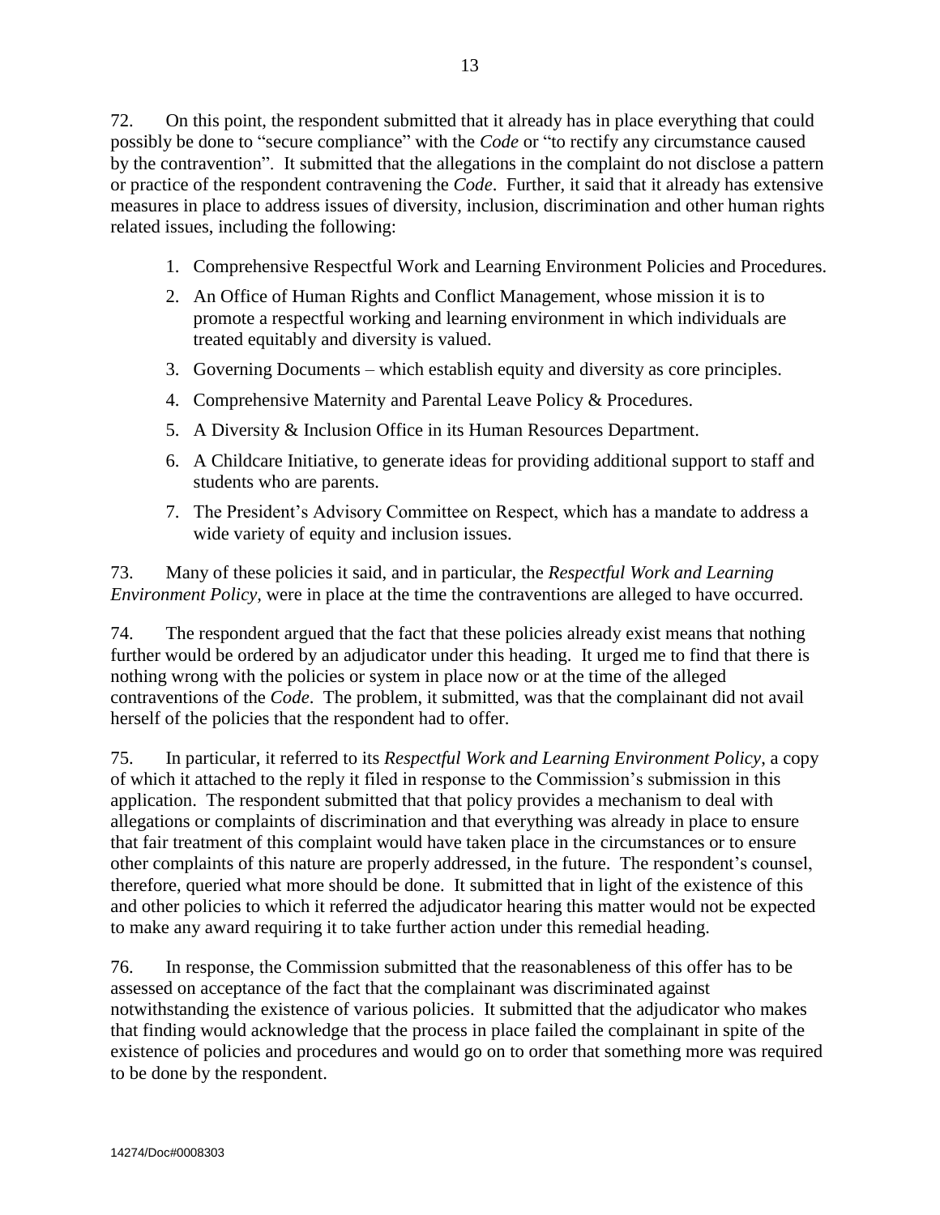72. On this point, the respondent submitted that it already has in place everything that could possibly be done to "secure compliance" with the *Code* or "to rectify any circumstance caused by the contravention". It submitted that the allegations in the complaint do not disclose a pattern or practice of the respondent contravening the *Code*. Further, it said that it already has extensive measures in place to address issues of diversity, inclusion, discrimination and other human rights related issues, including the following:

1. Comprehensive Respectful Work and Learning Environment Policies and Procedures.
2. An Office of Human Rights and Conflict Management, whose mission it is to promote a respectful working and learning environment in which individuals are treated equitably and diversity is valued.
3. Governing Documents – which establish equity and diversity as core principles.
4. Comprehensive Maternity and Parental Leave Policy & Procedures.
5. A Diversity & Inclusion Office in its Human Resources Department.
6. A Childcare Initiative, to generate ideas for providing additional support to staff and students who are parents.
7. The President's Advisory Committee on Respect, which has a mandate to address a wide variety of equity and inclusion issues.

73. Many of these policies it said, and in particular, the *Respectful Work and Learning Environment Policy*, were in place at the time the contraventions are alleged to have occurred.

74. The respondent argued that the fact that these policies already exist means that nothing further would be ordered by an adjudicator under this heading. It urged me to find that there is nothing wrong with the policies or system in place now or at the time of the alleged contraventions of the *Code*. The problem, it submitted, was that the complainant did not avail herself of the policies that the respondent had to offer.

75. In particular, it referred to its *Respectful Work and Learning Environment Policy*, a copy of which it attached to the reply it filed in response to the Commission's submission in this application. The respondent submitted that that policy provides a mechanism to deal with allegations or complaints of discrimination and that everything was already in place to ensure that fair treatment of this complaint would have taken place in the circumstances or to ensure other complaints of this nature are properly addressed, in the future. The respondent's counsel, therefore, queried what more should be done. It submitted that in light of the existence of this and other policies to which it referred the adjudicator hearing this matter would not be expected to make any award requiring it to take further action under this remedial heading.

76. In response, the Commission submitted that the reasonableness of this offer has to be assessed on acceptance of the fact that the complainant was discriminated against notwithstanding the existence of various policies. It submitted that the adjudicator who makes that finding would acknowledge that the process in place failed the complainant in spite of the existence of policies and procedures and would go on to order that something more was required to be done by the respondent.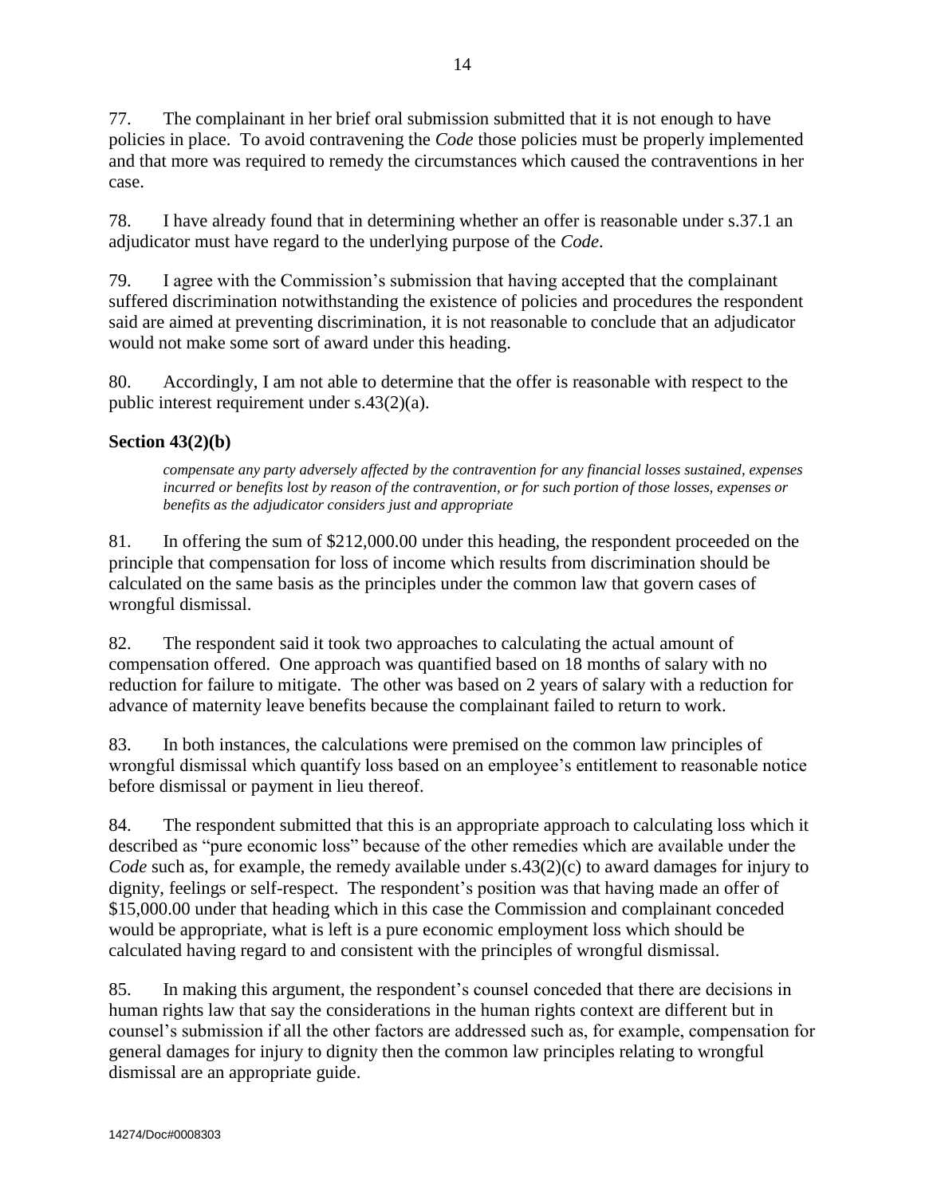77. The complainant in her brief oral submission submitted that it is not enough to have policies in place. To avoid contravening the *Code* those policies must be properly implemented and that more was required to remedy the circumstances which caused the contraventions in her case.

78. I have already found that in determining whether an offer is reasonable under s.37.1 an adjudicator must have regard to the underlying purpose of the *Code*.

79. I agree with the Commission's submission that having accepted that the complainant suffered discrimination notwithstanding the existence of policies and procedures the respondent said are aimed at preventing discrimination, it is not reasonable to conclude that an adjudicator would not make some sort of award under this heading.

80. Accordingly, I am not able to determine that the offer is reasonable with respect to the public interest requirement under s.43(2)(a).

### Section 43(2)(b)

> *compensate any party adversely affected by the contravention for any financial losses sustained, expenses incurred or benefits lost by reason of the contravention, or for such portion of those losses, expenses or benefits as the adjudicator considers just and appropriate*

81. In offering the sum of $212,000.00 under this heading, the respondent proceeded on the principle that compensation for loss of income which results from discrimination should be calculated on the same basis as the principles under the common law that govern cases of wrongful dismissal.

82. The respondent said it took two approaches to calculating the actual amount of compensation offered. One approach was quantified based on 18 months of salary with no reduction for failure to mitigate. The other was based on 2 years of salary with a reduction for advance of maternity leave benefits because the complainant failed to return to work.

83. In both instances, the calculations were premised on the common law principles of wrongful dismissal which quantify loss based on an employee's entitlement to reasonable notice before dismissal or payment in lieu thereof.

84. The respondent submitted that this is an appropriate approach to calculating loss which it described as "pure economic loss" because of the other remedies which are available under the *Code* such as, for example, the remedy available under s.43(2)(c) to award damages for injury to dignity, feelings or self-respect. The respondent's position was that having made an offer of $15,000.00 under that heading which in this case the Commission and complainant conceded would be appropriate, what is left is a pure economic employment loss which should be calculated having regard to and consistent with the principles of wrongful dismissal.

85. In making this argument, the respondent's counsel conceded that there are decisions in human rights law that say the considerations in the human rights context are different but in counsel's submission if all the other factors are addressed such as, for example, compensation for general damages for injury to dignity then the common law principles relating to wrongful dismissal are an appropriate guide.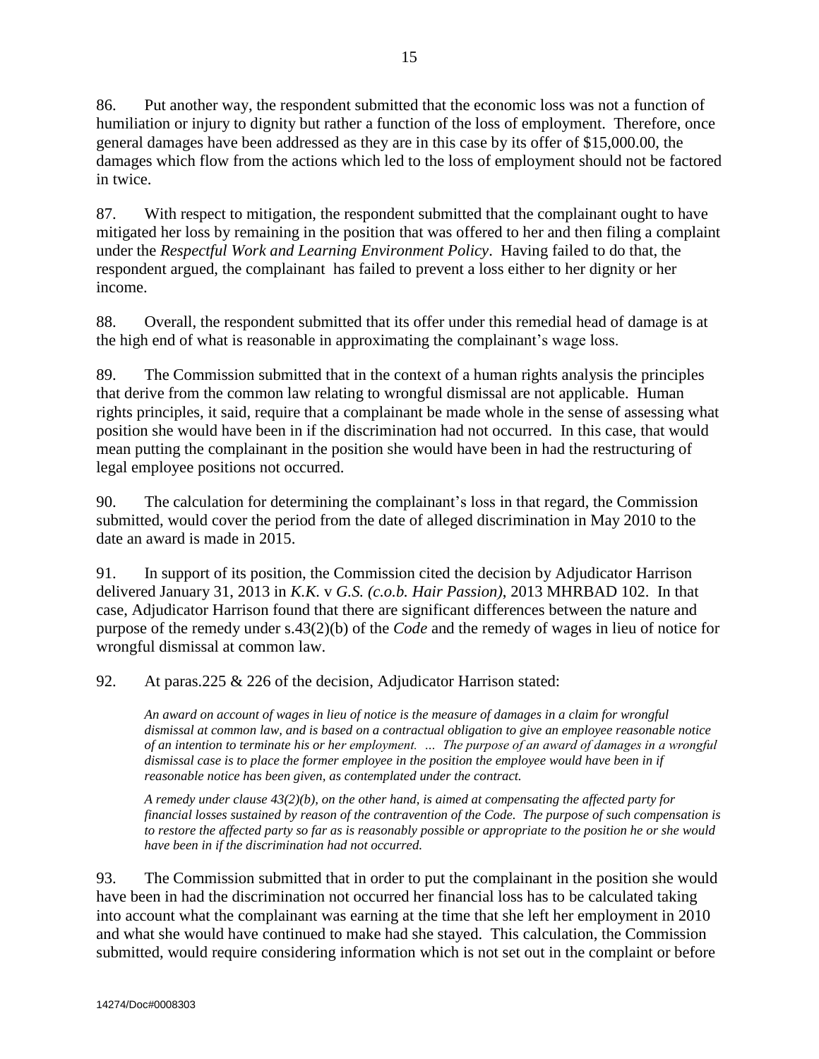86. Put another way, the respondent submitted that the economic loss was not a function of humiliation or injury to dignity but rather a function of the loss of employment. Therefore, once general damages have been addressed as they are in this case by its offer of $15,000.00, the damages which flow from the actions which led to the loss of employment should not be factored in twice.

87. With respect to mitigation, the respondent submitted that the complainant ought to have mitigated her loss by remaining in the position that was offered to her and then filing a complaint under the *Respectful Work and Learning Environment Policy*. Having failed to do that, the respondent argued, the complainant has failed to prevent a loss either to her dignity or her income.

88. Overall, the respondent submitted that its offer under this remedial head of damage is at the high end of what is reasonable in approximating the complainant's wage loss.

89. The Commission submitted that in the context of a human rights analysis the principles that derive from the common law relating to wrongful dismissal are not applicable. Human rights principles, it said, require that a complainant be made whole in the sense of assessing what position she would have been in if the discrimination had not occurred. In this case, that would mean putting the complainant in the position she would have been in had the restructuring of legal employee positions not occurred.

90. The calculation for determining the complainant's loss in that regard, the Commission submitted, would cover the period from the date of alleged discrimination in May 2010 to the date an award is made in 2015.

91. In support of its position, the Commission cited the decision by Adjudicator Harrison delivered January 31, 2013 in *K.K.* v *G.S. (c.o.b. Hair Passion)*, 2013 MHRBAD 102. In that case, Adjudicator Harrison found that there are significant differences between the nature and purpose of the remedy under s.43(2)(b) of the *Code* and the remedy of wages in lieu of notice for wrongful dismissal at common law.

92. At paras.225 & 226 of the decision, Adjudicator Harrison stated:

> *An award on account of wages in lieu of notice is the measure of damages in a claim for wrongful dismissal at common law, and is based on a contractual obligation to give an employee reasonable notice of an intention to terminate his or her employment. ... The purpose of an award of damages in a wrongful dismissal case is to place the former employee in the position the employee would have been in if reasonable notice has been given, as contemplated under the contract.*
>
> *A remedy under clause 43(2)(b), on the other hand, is aimed at compensating the affected party for financial losses sustained by reason of the contravention of the Code. The purpose of such compensation is to restore the affected party so far as is reasonably possible or appropriate to the position he or she would have been in if the discrimination had not occurred.*

93. The Commission submitted that in order to put the complainant in the position she would have been in had the discrimination not occurred her financial loss has to be calculated taking into account what the complainant was earning at the time that she left her employment in 2010 and what she would have continued to make had she stayed. This calculation, the Commission submitted, would require considering information which is not set out in the complaint or before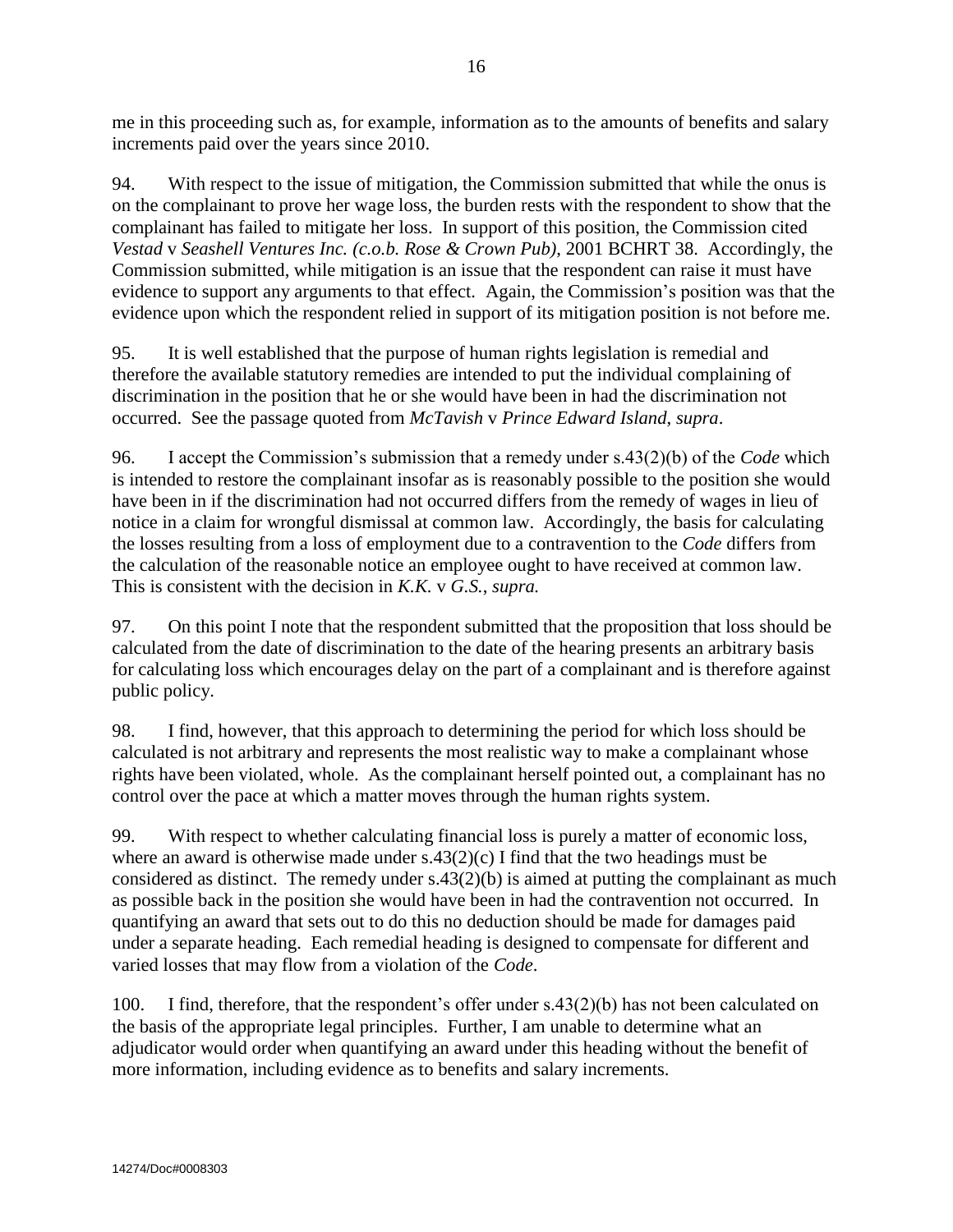me in this proceeding such as, for example, information as to the amounts of benefits and salary increments paid over the years since 2010.

94. With respect to the issue of mitigation, the Commission submitted that while the onus is on the complainant to prove her wage loss, the burden rests with the respondent to show that the complainant has failed to mitigate her loss. In support of this position, the Commission cited *Vestad* v *Seashell Ventures Inc. (c.o.b. Rose & Crown Pub)*, 2001 BCHRT 38. Accordingly, the Commission submitted, while mitigation is an issue that the respondent can raise it must have evidence to support any arguments to that effect. Again, the Commission's position was that the evidence upon which the respondent relied in support of its mitigation position is not before me.

95. It is well established that the purpose of human rights legislation is remedial and therefore the available statutory remedies are intended to put the individual complaining of discrimination in the position that he or she would have been in had the discrimination not occurred. See the passage quoted from *McTavish* v *Prince Edward Island*, *supra*.

96. I accept the Commission's submission that a remedy under s.43(2)(b) of the *Code* which is intended to restore the complainant insofar as is reasonably possible to the position she would have been in if the discrimination had not occurred differs from the remedy of wages in lieu of notice in a claim for wrongful dismissal at common law. Accordingly, the basis for calculating the losses resulting from a loss of employment due to a contravention to the *Code* differs from the calculation of the reasonable notice an employee ought to have received at common law. This is consistent with the decision in *K.K.* v *G.S.*, *supra.*

97. On this point I note that the respondent submitted that the proposition that loss should be calculated from the date of discrimination to the date of the hearing presents an arbitrary basis for calculating loss which encourages delay on the part of a complainant and is therefore against public policy.

98. I find, however, that this approach to determining the period for which loss should be calculated is not arbitrary and represents the most realistic way to make a complainant whose rights have been violated, whole. As the complainant herself pointed out, a complainant has no control over the pace at which a matter moves through the human rights system.

99. With respect to whether calculating financial loss is purely a matter of economic loss, where an award is otherwise made under s.43(2)(c) I find that the two headings must be considered as distinct. The remedy under s.43(2)(b) is aimed at putting the complainant as much as possible back in the position she would have been in had the contravention not occurred. In quantifying an award that sets out to do this no deduction should be made for damages paid under a separate heading. Each remedial heading is designed to compensate for different and varied losses that may flow from a violation of the *Code*.

100. I find, therefore, that the respondent's offer under s.43(2)(b) has not been calculated on the basis of the appropriate legal principles. Further, I am unable to determine what an adjudicator would order when quantifying an award under this heading without the benefit of more information, including evidence as to benefits and salary increments.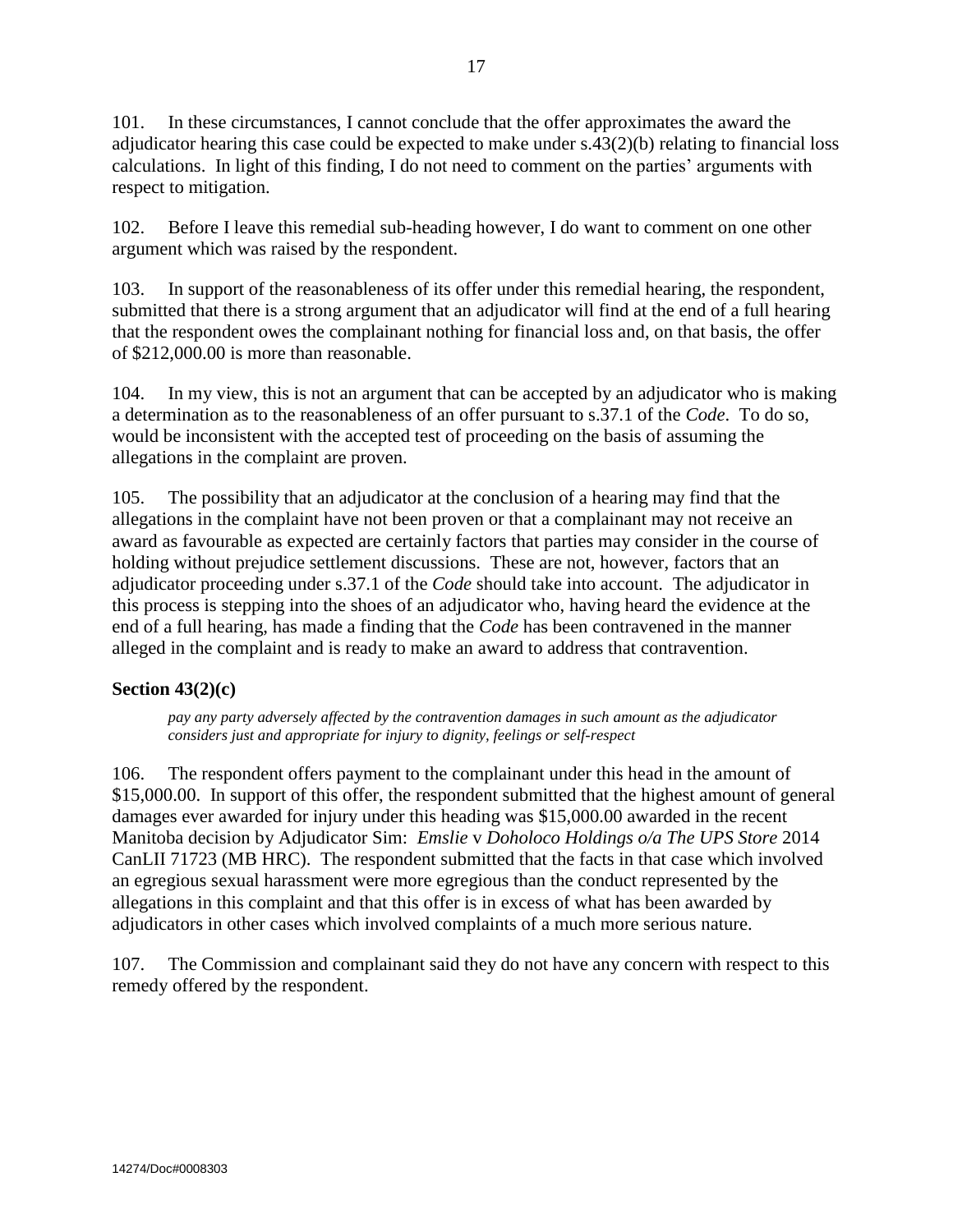101. In these circumstances, I cannot conclude that the offer approximates the award the adjudicator hearing this case could be expected to make under s.43(2)(b) relating to financial loss calculations. In light of this finding, I do not need to comment on the parties' arguments with respect to mitigation.

102. Before I leave this remedial sub-heading however, I do want to comment on one other argument which was raised by the respondent.

103. In support of the reasonableness of its offer under this remedial hearing, the respondent, submitted that there is a strong argument that an adjudicator will find at the end of a full hearing that the respondent owes the complainant nothing for financial loss and, on that basis, the offer of $212,000.00 is more than reasonable.

104. In my view, this is not an argument that can be accepted by an adjudicator who is making a determination as to the reasonableness of an offer pursuant to s.37.1 of the *Code*. To do so, would be inconsistent with the accepted test of proceeding on the basis of assuming the allegations in the complaint are proven.

105. The possibility that an adjudicator at the conclusion of a hearing may find that the allegations in the complaint have not been proven or that a complainant may not receive an award as favourable as expected are certainly factors that parties may consider in the course of holding without prejudice settlement discussions. These are not, however, factors that an adjudicator proceeding under s.37.1 of the *Code* should take into account. The adjudicator in this process is stepping into the shoes of an adjudicator who, having heard the evidence at the end of a full hearing, has made a finding that the *Code* has been contravened in the manner alleged in the complaint and is ready to make an award to address that contravention.

### Section 43(2)(c)

> *pay any party adversely affected by the contravention damages in such amount as the adjudicator considers just and appropriate for injury to dignity, feelings or self-respect*

106. The respondent offers payment to the complainant under this head in the amount of $15,000.00. In support of this offer, the respondent submitted that the highest amount of general damages ever awarded for injury under this heading was $15,000.00 awarded in the recent Manitoba decision by Adjudicator Sim: *Emslie* v *Doholoco Holdings o/a The UPS Store* 2014 CanLII 71723 (MB HRC). The respondent submitted that the facts in that case which involved an egregious sexual harassment were more egregious than the conduct represented by the allegations in this complaint and that this offer is in excess of what has been awarded by adjudicators in other cases which involved complaints of a much more serious nature.

107. The Commission and complainant said they do not have any concern with respect to this remedy offered by the respondent.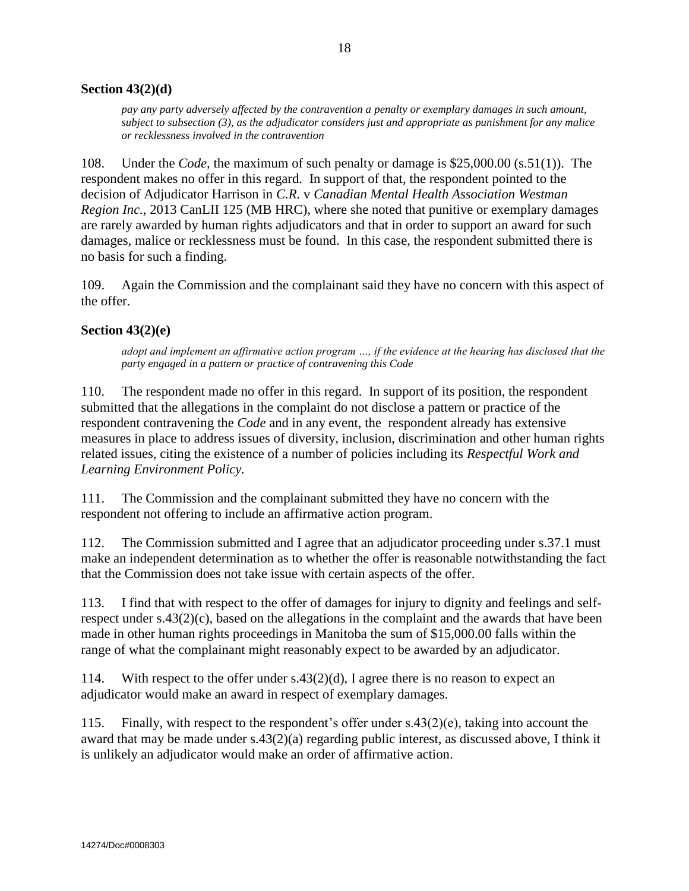**Section 43(2)(d)**

> *pay any party adversely affected by the contravention a penalty or exemplary damages in such amount, subject to subsection (3), as the adjudicator considers just and appropriate as punishment for any malice or recklessness involved in the contravention*

108. Under the *Code*, the maximum of such penalty or damage is $25,000.00 (s.51(1)). The respondent makes no offer in this regard. In support of that, the respondent pointed to the decision of Adjudicator Harrison in *C.R.* v *Canadian Mental Health Association Westman Region Inc.*, 2013 CanLII 125 (MB HRC), where she noted that punitive or exemplary damages are rarely awarded by human rights adjudicators and that in order to support an award for such damages, malice or recklessness must be found. In this case, the respondent submitted there is no basis for such a finding.

109. Again the Commission and the complainant said they have no concern with this aspect of the offer.

**Section 43(2)(e)**

> *adopt and implement an affirmative action program …, if the evidence at the hearing has disclosed that the party engaged in a pattern or practice of contravening this Code*

110. The respondent made no offer in this regard. In support of its position, the respondent submitted that the allegations in the complaint do not disclose a pattern or practice of the respondent contravening the *Code* and in any event, the respondent already has extensive measures in place to address issues of diversity, inclusion, discrimination and other human rights related issues, citing the existence of a number of policies including its *Respectful Work and Learning Environment Policy.*

111. The Commission and the complainant submitted they have no concern with the respondent not offering to include an affirmative action program.

112. The Commission submitted and I agree that an adjudicator proceeding under s.37.1 must make an independent determination as to whether the offer is reasonable notwithstanding the fact that the Commission does not take issue with certain aspects of the offer.

113. I find that with respect to the offer of damages for injury to dignity and feelings and self-respect under s.43(2)(c), based on the allegations in the complaint and the awards that have been made in other human rights proceedings in Manitoba the sum of $15,000.00 falls within the range of what the complainant might reasonably expect to be awarded by an adjudicator.

114. With respect to the offer under s.43(2)(d), I agree there is no reason to expect an adjudicator would make an award in respect of exemplary damages.

115. Finally, with respect to the respondent's offer under s.43(2)(e), taking into account the award that may be made under s.43(2)(a) regarding public interest, as discussed above, I think it is unlikely an adjudicator would make an order of affirmative action.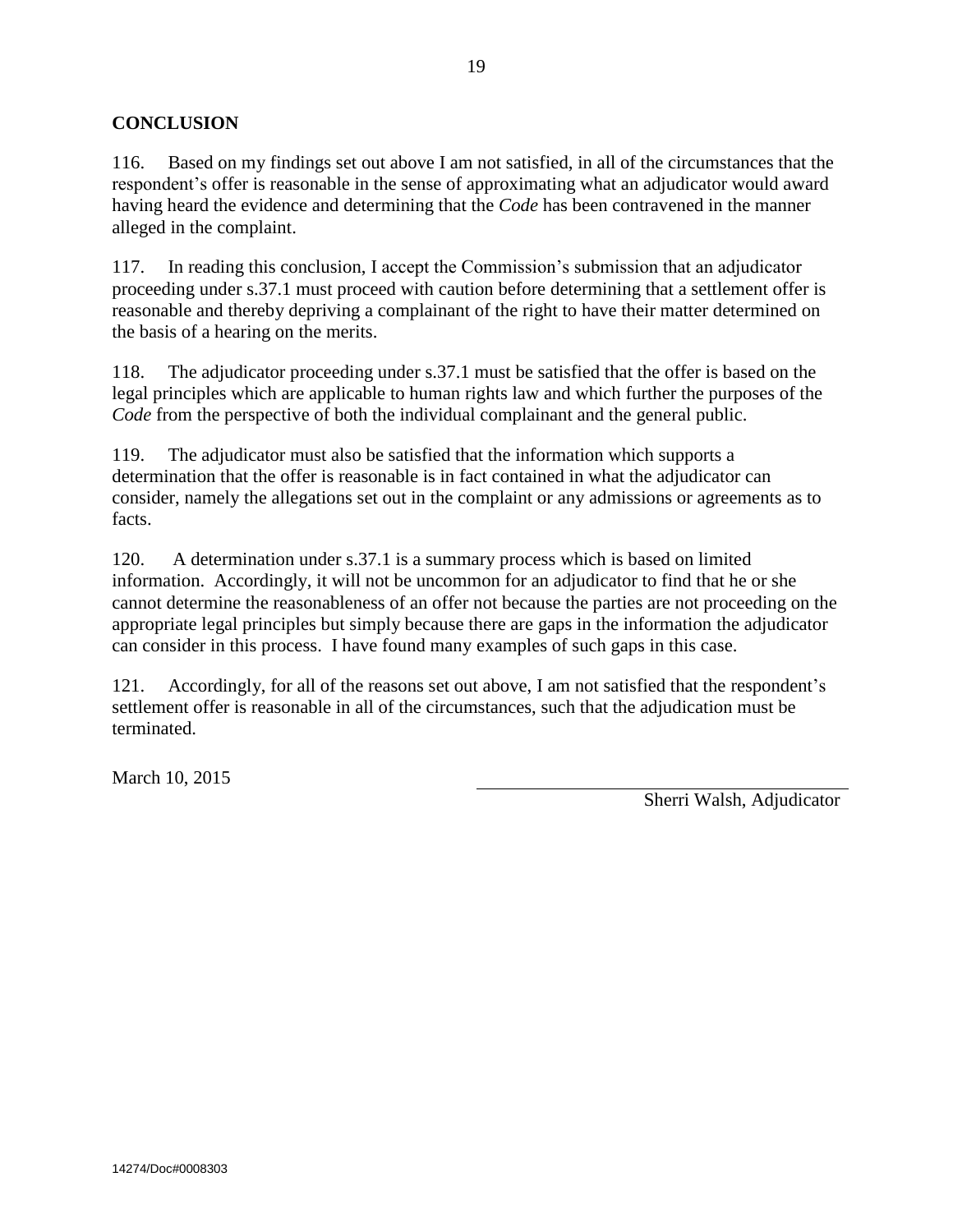## CONCLUSION

116. Based on my findings set out above I am not satisfied, in all of the circumstances that the respondent's offer is reasonable in the sense of approximating what an adjudicator would award having heard the evidence and determining that the *Code* has been contravened in the manner alleged in the complaint.

117. In reading this conclusion, I accept the Commission's submission that an adjudicator proceeding under s.37.1 must proceed with caution before determining that a settlement offer is reasonable and thereby depriving a complainant of the right to have their matter determined on the basis of a hearing on the merits.

118. The adjudicator proceeding under s.37.1 must be satisfied that the offer is based on the legal principles which are applicable to human rights law and which further the purposes of the *Code* from the perspective of both the individual complainant and the general public.

119. The adjudicator must also be satisfied that the information which supports a determination that the offer is reasonable is in fact contained in what the adjudicator can consider, namely the allegations set out in the complaint or any admissions or agreements as to facts.

120. A determination under s.37.1 is a summary process which is based on limited information. Accordingly, it will not be uncommon for an adjudicator to find that he or she cannot determine the reasonableness of an offer not because the parties are not proceeding on the appropriate legal principles but simply because there are gaps in the information the adjudicator can consider in this process. I have found many examples of such gaps in this case.

121. Accordingly, for all of the reasons set out above, I am not satisfied that the respondent's settlement offer is reasonable in all of the circumstances, such that the adjudication must be terminated.

March 10, 2015

Sherri Walsh, Adjudicator

14274/Doc#0008303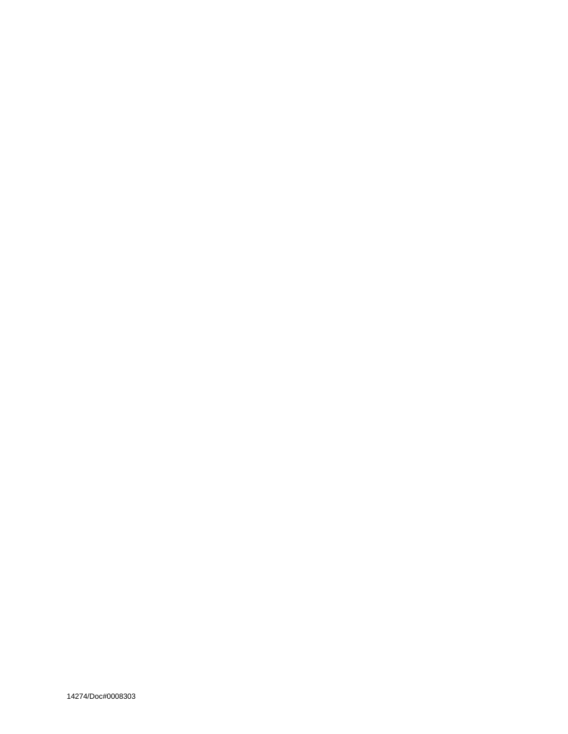14274/Doc#0008303